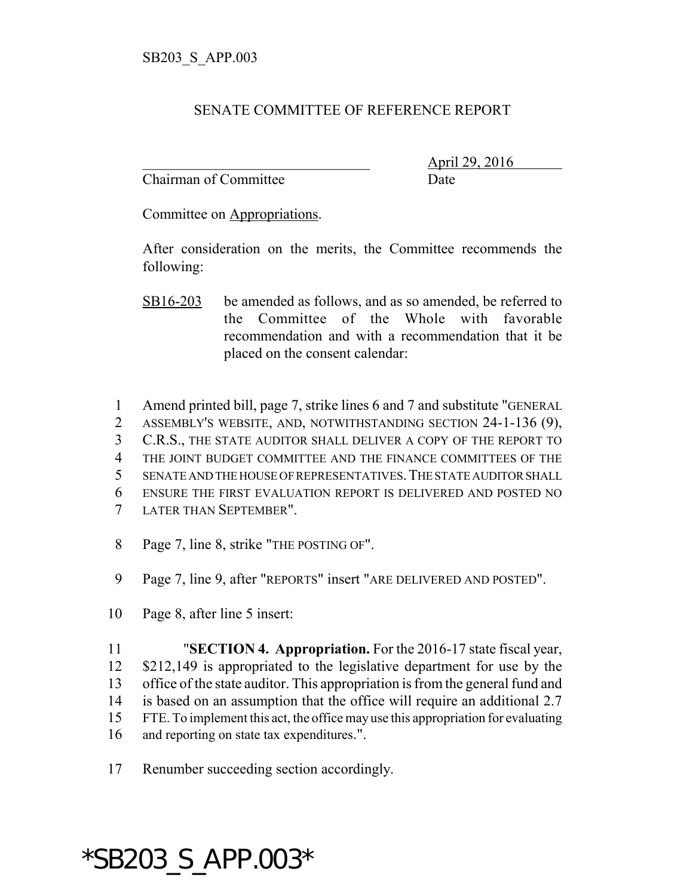SB203_S_APP.003

## SENATE COMMITTEE OF REFERENCE REPORT

\_\_\_\_\_\_\_\_\_\_\_\_\_\_\_\_\_\_\_\_\_\_\_\_\_\_\_\_\_\_\_\_ April 29, 2016
Chairman of Committee Date

Committee on Appropriations.

After consideration on the merits, the Committee recommends the following:

SB16-203 be amended as follows, and as so amended, be referred to the Committee of the Whole with favorable recommendation and with a recommendation that it be placed on the consent calendar:

1 Amend printed bill, page 7, strike lines 6 and 7 and substitute "GENERAL
2 ASSEMBLY'S WEBSITE, AND, NOTWITHSTANDING SECTION 24-1-136 (9),
3 C.R.S., THE STATE AUDITOR SHALL DELIVER A COPY OF THE REPORT TO
4 THE JOINT BUDGET COMMITTEE AND THE FINANCE COMMITTEES OF THE
5 SENATE AND THE HOUSE OF REPRESENTATIVES. THE STATE AUDITOR SHALL
6 ENSURE THE FIRST EVALUATION REPORT IS DELIVERED AND POSTED NO
7 LATER THAN SEPTEMBER".

8 Page 7, line 8, strike "THE POSTING OF".

9 Page 7, line 9, after "REPORTS" insert "ARE DELIVERED AND POSTED".

10 Page 8, after line 5 insert:

11 "**SECTION 4. Appropriation.** For the 2016-17 state fiscal year,
12 $212,149 is appropriated to the legislative department for use by the
13 office of the state auditor. This appropriation is from the general fund and
14 is based on an assumption that the office will require an additional 2.7
15 FTE. To implement this act, the office may use this appropriation for evaluating
16 and reporting on state tax expenditures.".

17 Renumber succeeding section accordingly.

*SB203_S_APP.003*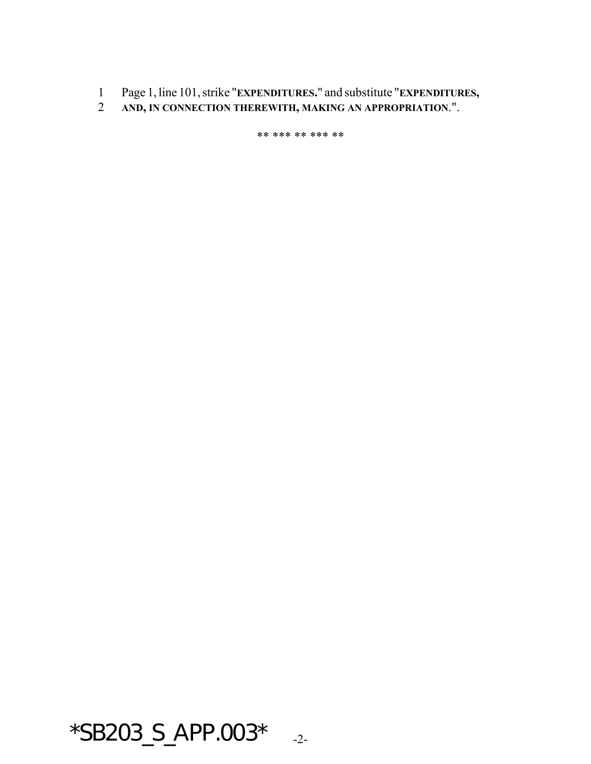1 Page 1, line 101, strike "**EXPENDITURES.**" and substitute "**EXPENDITURES,**
2 **AND, IN CONNECTION THEREWITH, MAKING AN APPROPRIATION**.".

** *** ** *** **

*SB203_S_APP.003*